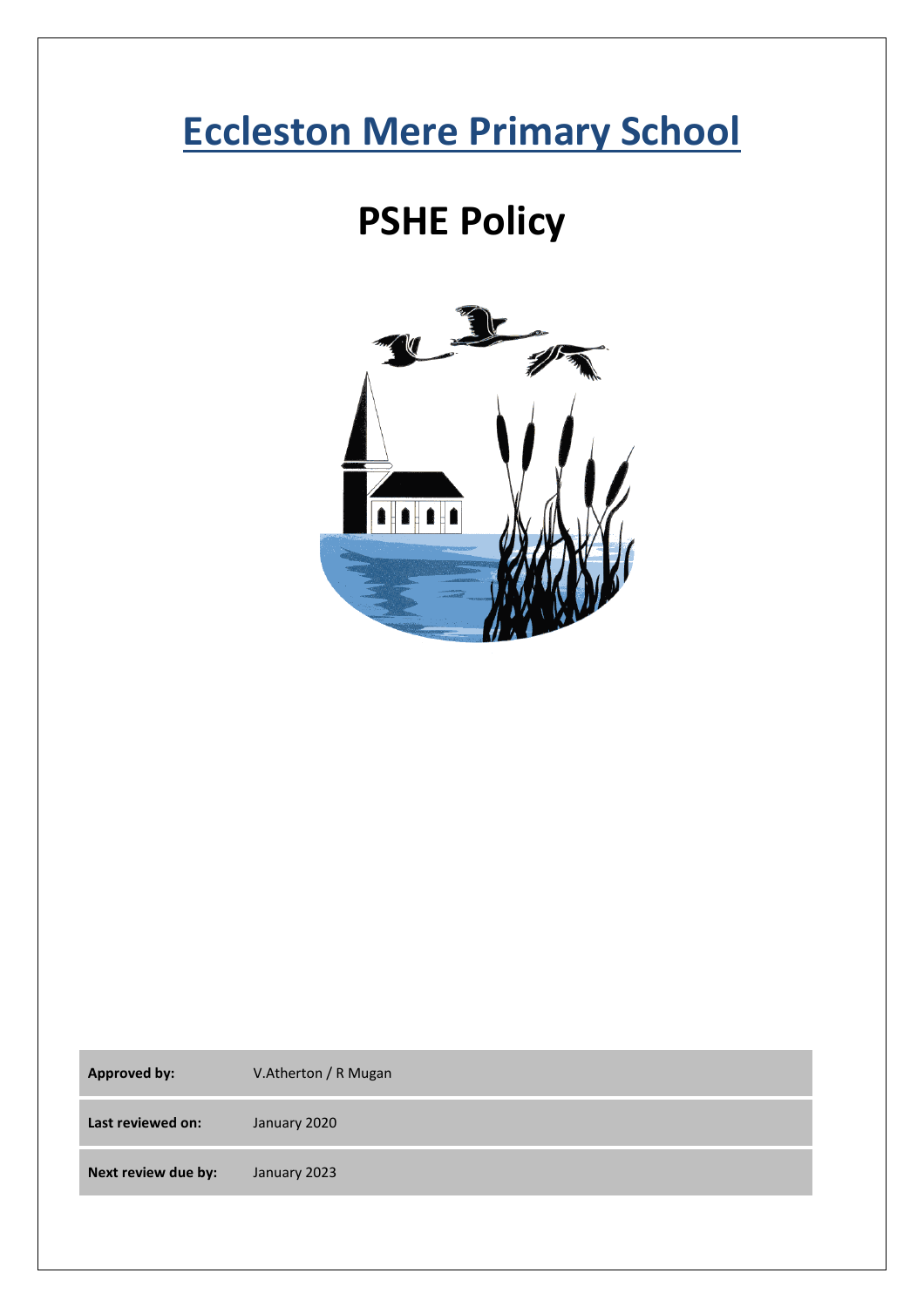# Eccleston Mere Primary School

## PSHE Policy

| **Approved by:** | V.Atherton / R Mugan |
|---|---|
| **Last reviewed on:** | January 2020 |
| **Next review due by:** | January 2023 |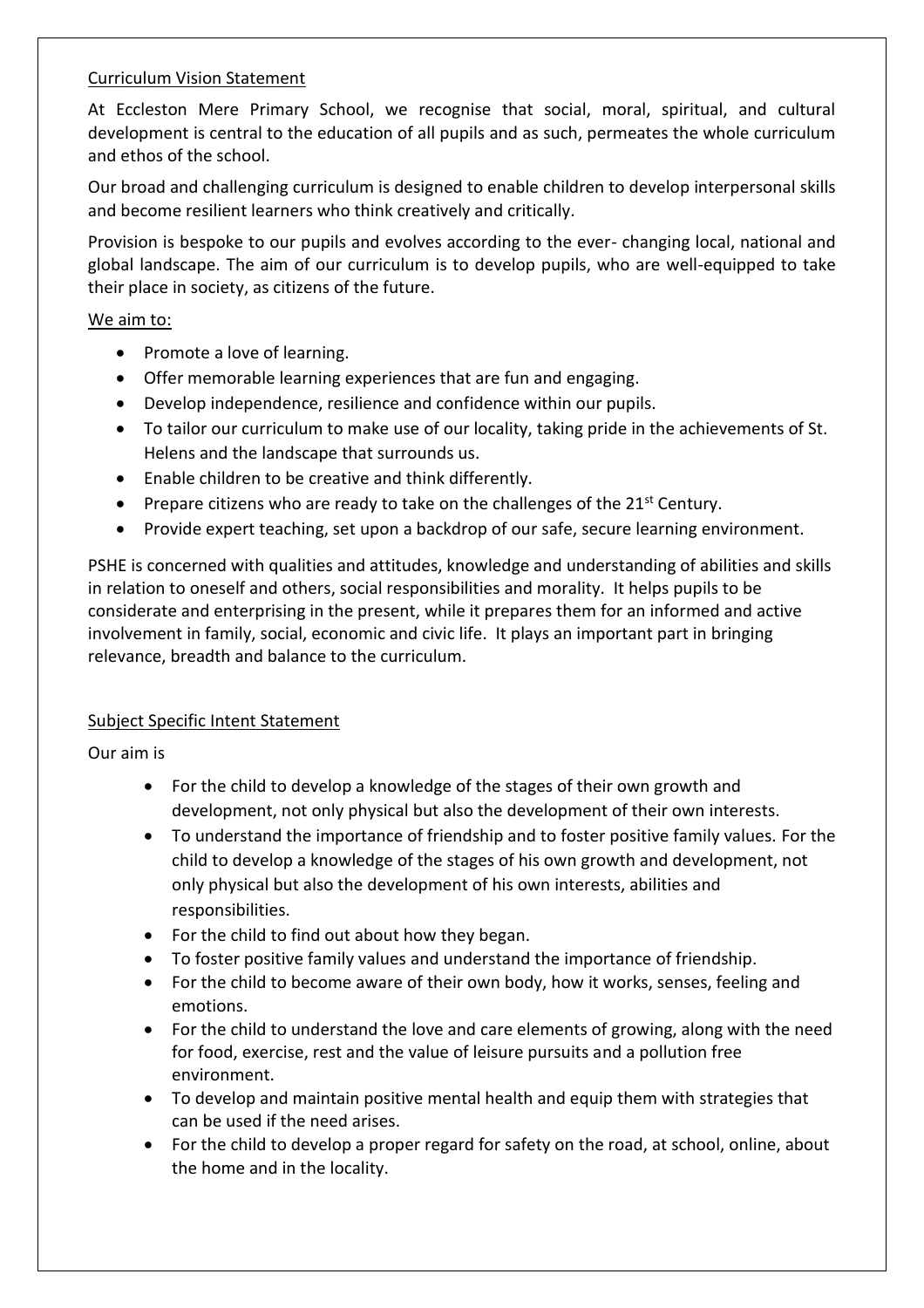## Curriculum Vision Statement

At Eccleston Mere Primary School, we recognise that social, moral, spiritual, and cultural development is central to the education of all pupils and as such, permeates the whole curriculum and ethos of the school.

Our broad and challenging curriculum is designed to enable children to develop interpersonal skills and become resilient learners who think creatively and critically.

Provision is bespoke to our pupils and evolves according to the ever- changing local, national and global landscape. The aim of our curriculum is to develop pupils, who are well-equipped to take their place in society, as citizens of the future.

### We aim to:

- Promote a love of learning.
- Offer memorable learning experiences that are fun and engaging.
- Develop independence, resilience and confidence within our pupils.
- To tailor our curriculum to make use of our locality, taking pride in the achievements of St. Helens and the landscape that surrounds us.
- Enable children to be creative and think differently.
- Prepare citizens who are ready to take on the challenges of the 21st Century.
- Provide expert teaching, set upon a backdrop of our safe, secure learning environment.

PSHE is concerned with qualities and attitudes, knowledge and understanding of abilities and skills in relation to oneself and others, social responsibilities and morality. It helps pupils to be considerate and enterprising in the present, while it prepares them for an informed and active involvement in family, social, economic and civic life. It plays an important part in bringing relevance, breadth and balance to the curriculum.

## Subject Specific Intent Statement

Our aim is

- For the child to develop a knowledge of the stages of their own growth and development, not only physical but also the development of their own interests.
- To understand the importance of friendship and to foster positive family values. For the child to develop a knowledge of the stages of his own growth and development, not only physical but also the development of his own interests, abilities and responsibilities.
- For the child to find out about how they began.
- To foster positive family values and understand the importance of friendship.
- For the child to become aware of their own body, how it works, senses, feeling and emotions.
- For the child to understand the love and care elements of growing, along with the need for food, exercise, rest and the value of leisure pursuits and a pollution free environment.
- To develop and maintain positive mental health and equip them with strategies that can be used if the need arises.
- For the child to develop a proper regard for safety on the road, at school, online, about the home and in the locality.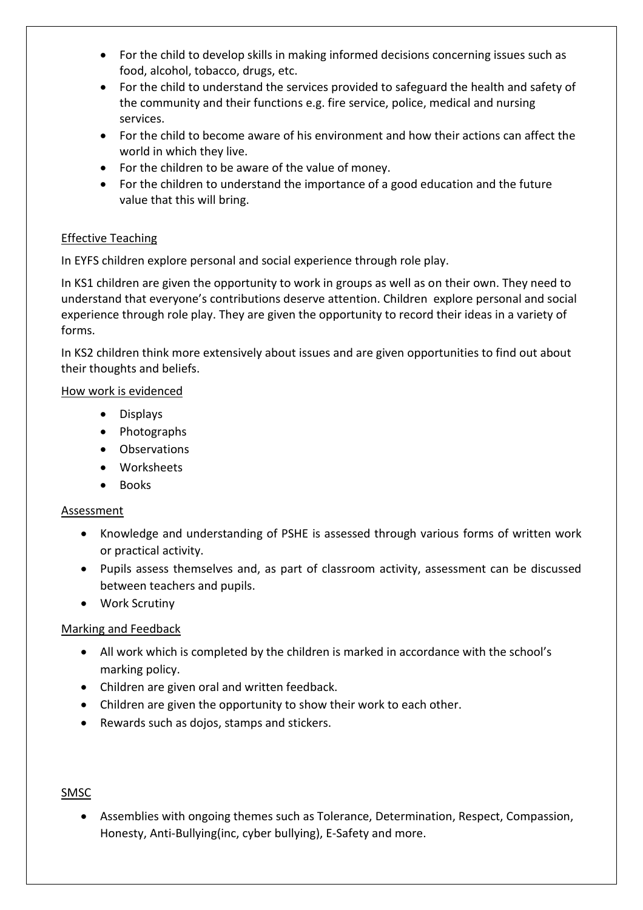- For the child to develop skills in making informed decisions concerning issues such as food, alcohol, tobacco, drugs, etc.
- For the child to understand the services provided to safeguard the health and safety of the community and their functions e.g. fire service, police, medical and nursing services.
- For the child to become aware of his environment and how their actions can affect the world in which they live.
- For the children to be aware of the value of money.
- For the children to understand the importance of a good education and the future value that this will bring.

<u>Effective Teaching</u>

In EYFS children explore personal and social experience through role play.

In KS1 children are given the opportunity to work in groups as well as on their own. They need to understand that everyone's contributions deserve attention. Children explore personal and social experience through role play. They are given the opportunity to record their ideas in a variety of forms.

In KS2 children think more extensively about issues and are given opportunities to find out about their thoughts and beliefs.

<u>How work is evidenced</u>

- Displays
- Photographs
- Observations
- Worksheets
- Books

<u>Assessment</u>

- Knowledge and understanding of PSHE is assessed through various forms of written work or practical activity.
- Pupils assess themselves and, as part of classroom activity, assessment can be discussed between teachers and pupils.
- Work Scrutiny

<u>Marking and Feedback</u>

- All work which is completed by the children is marked in accordance with the school's marking policy.
- Children are given oral and written feedback.
- Children are given the opportunity to show their work to each other.
- Rewards such as dojos, stamps and stickers.

<u>SMSC</u>

- Assemblies with ongoing themes such as Tolerance, Determination, Respect, Compassion, Honesty, Anti-Bullying(inc, cyber bullying), E-Safety and more.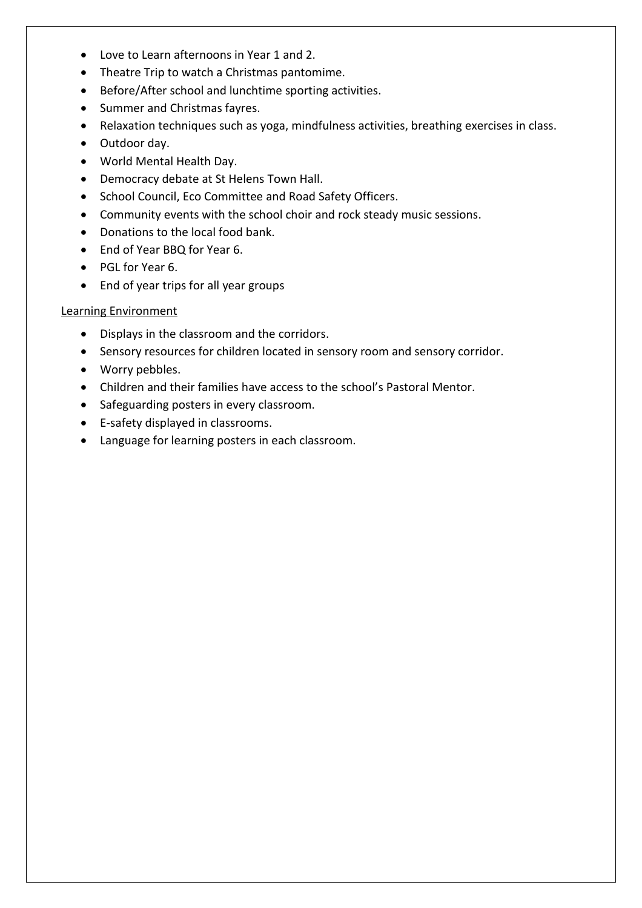- Love to Learn afternoons in Year 1 and 2.
- Theatre Trip to watch a Christmas pantomime.
- Before/After school and lunchtime sporting activities.
- Summer and Christmas fayres.
- Relaxation techniques such as yoga, mindfulness activities, breathing exercises in class.
- Outdoor day.
- World Mental Health Day.
- Democracy debate at St Helens Town Hall.
- School Council, Eco Committee and Road Safety Officers.
- Community events with the school choir and rock steady music sessions.
- Donations to the local food bank.
- End of Year BBQ for Year 6.
- PGL for Year 6.
- End of year trips for all year groups

<u>Learning Environment</u>

- Displays in the classroom and the corridors.
- Sensory resources for children located in sensory room and sensory corridor.
- Worry pebbles.
- Children and their families have access to the school's Pastoral Mentor.
- Safeguarding posters in every classroom.
- E-safety displayed in classrooms.
- Language for learning posters in each classroom.